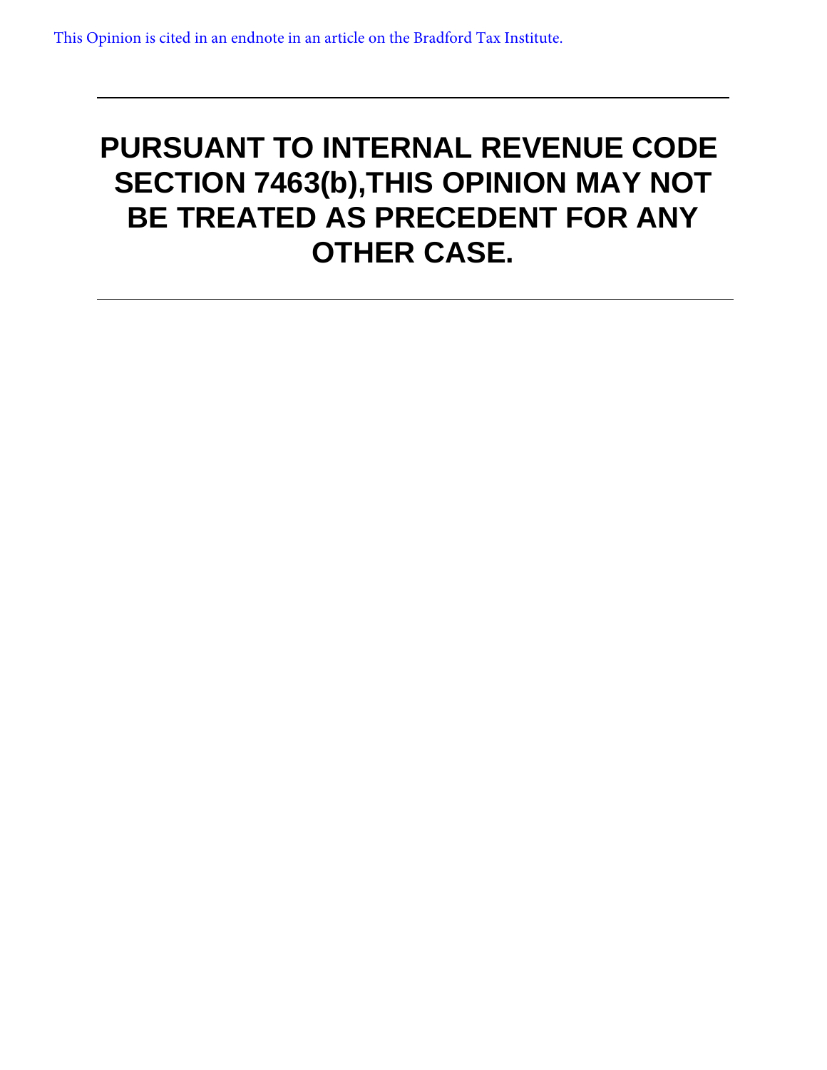This Opinion is cited in an endnote in an article on the Bradford Tax Institute.

---

# PURSUANT TO INTERNAL REVENUE CODE SECTION 7463(b),THIS OPINION MAY NOT BE TREATED AS PRECEDENT FOR ANY OTHER CASE.

---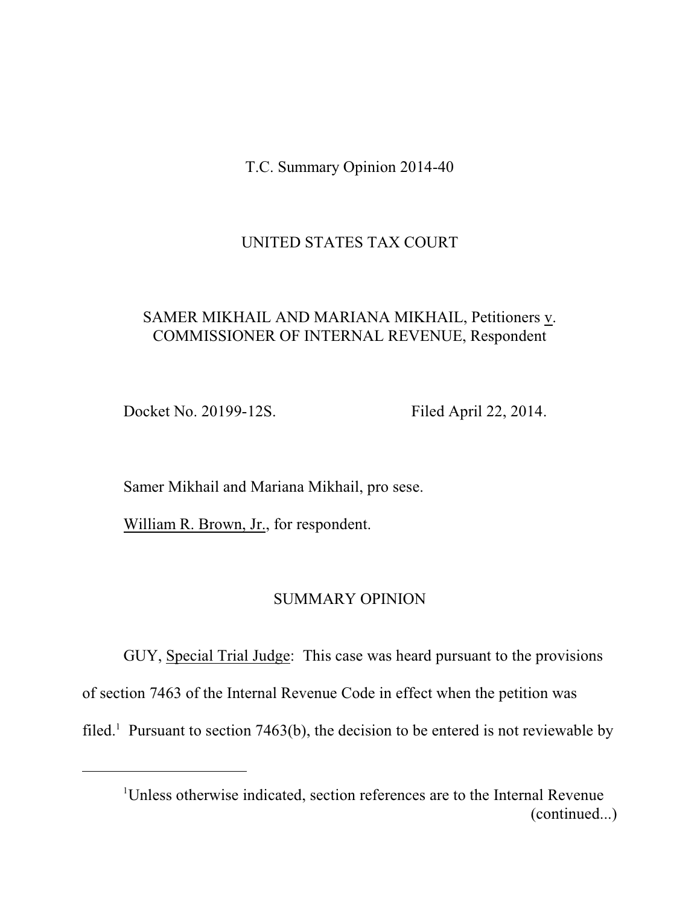T.C. Summary Opinion 2014-40

UNITED STATES TAX COURT

SAMER MIKHAIL AND MARIANA MIKHAIL, Petitioners v. COMMISSIONER OF INTERNAL REVENUE, Respondent

Docket No. 20199-12S. Filed April 22, 2014.

Samer Mikhail and Mariana Mikhail, pro sese.

William R. Brown, Jr., for respondent.

SUMMARY OPINION

GUY, Special Trial Judge: This case was heard pursuant to the provisions of section 7463 of the Internal Revenue Code in effect when the petition was filed.[1] Pursuant to section 7463(b), the decision to be entered is not reviewable by

---

[1]Unless otherwise indicated, section references are to the Internal Revenue (continued...)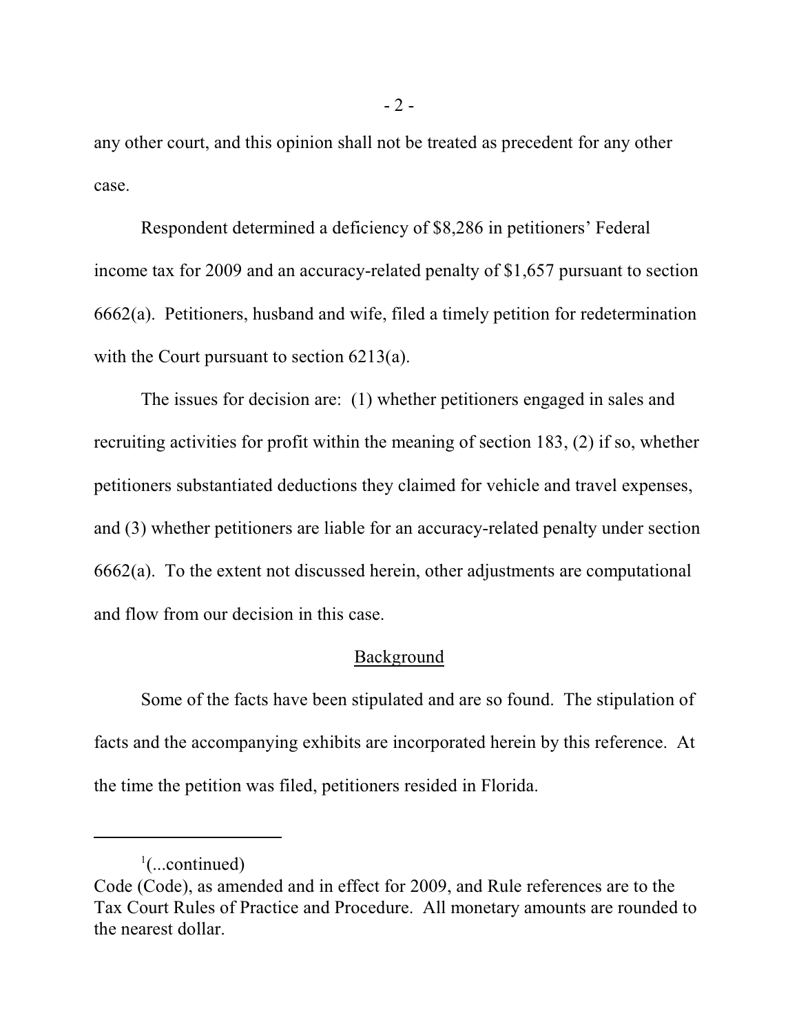any other court, and this opinion shall not be treated as precedent for any other case.

Respondent determined a deficiency of $8,286 in petitioners' Federal income tax for 2009 and an accuracy-related penalty of $1,657 pursuant to section 6662(a). Petitioners, husband and wife, filed a timely petition for redetermination with the Court pursuant to section 6213(a).

The issues for decision are: (1) whether petitioners engaged in sales and recruiting activities for profit within the meaning of section 183, (2) if so, whether petitioners substantiated deductions they claimed for vehicle and travel expenses, and (3) whether petitioners are liable for an accuracy-related penalty under section 6662(a). To the extent not discussed herein, other adjustments are computational and flow from our decision in this case.

## Background

Some of the facts have been stipulated and are so found. The stipulation of facts and the accompanying exhibits are incorporated herein by this reference. At the time the petition was filed, petitioners resided in Florida.

---

[1](...continued)
Code (Code), as amended and in effect for 2009, and Rule references are to the Tax Court Rules of Practice and Procedure. All monetary amounts are rounded to the nearest dollar.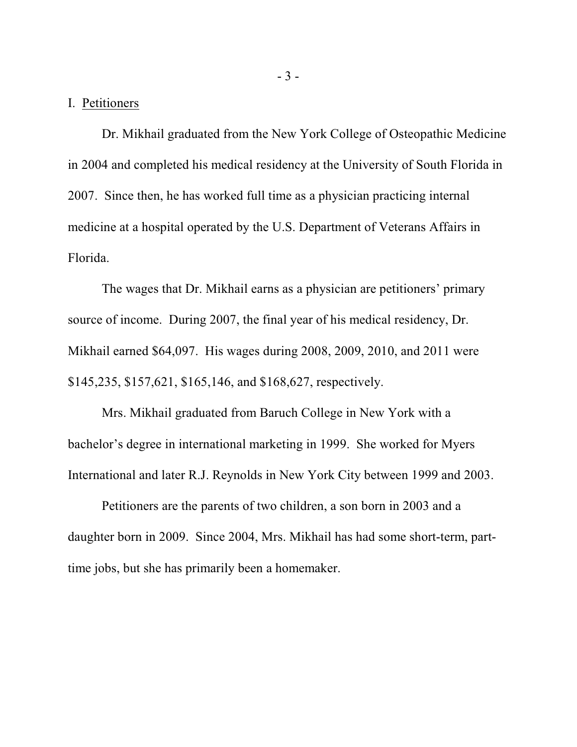I. Petitioners

Dr. Mikhail graduated from the New York College of Osteopathic Medicine in 2004 and completed his medical residency at the University of South Florida in 2007. Since then, he has worked full time as a physician practicing internal medicine at a hospital operated by the U.S. Department of Veterans Affairs in Florida.

The wages that Dr. Mikhail earns as a physician are petitioners' primary source of income. During 2007, the final year of his medical residency, Dr. Mikhail earned $64,097. His wages during 2008, 2009, 2010, and 2011 were $145,235, $157,621, $165,146, and $168,627, respectively.

Mrs. Mikhail graduated from Baruch College in New York with a bachelor's degree in international marketing in 1999. She worked for Myers International and later R.J. Reynolds in New York City between 1999 and 2003.

Petitioners are the parents of two children, a son born in 2003 and a daughter born in 2009. Since 2004, Mrs. Mikhail has had some short-term, part-time jobs, but she has primarily been a homemaker.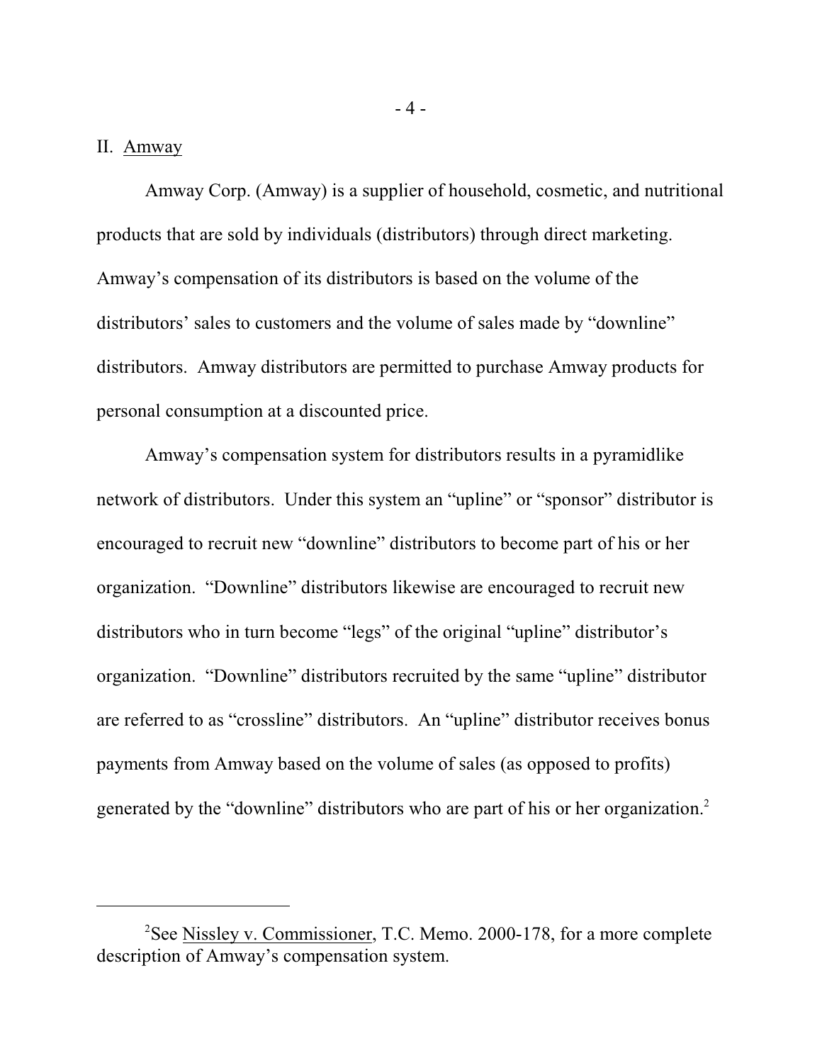## II. Amway

Amway Corp. (Amway) is a supplier of household, cosmetic, and nutritional products that are sold by individuals (distributors) through direct marketing. Amway's compensation of its distributors is based on the volume of the distributors' sales to customers and the volume of sales made by "downline" distributors. Amway distributors are permitted to purchase Amway products for personal consumption at a discounted price.

Amway's compensation system for distributors results in a pyramidlike network of distributors. Under this system an "upline" or "sponsor" distributor is encouraged to recruit new "downline" distributors to become part of his or her organization. "Downline" distributors likewise are encouraged to recruit new distributors who in turn become "legs" of the original "upline" distributor's organization. "Downline" distributors recruited by the same "upline" distributor are referred to as "crossline" distributors. An "upline" distributor receives bonus payments from Amway based on the volume of sales (as opposed to profits) generated by the "downline" distributors who are part of his or her organization.[2]

---

[2]See Nissley v. Commissioner, T.C. Memo. 2000-178, for a more complete description of Amway's compensation system.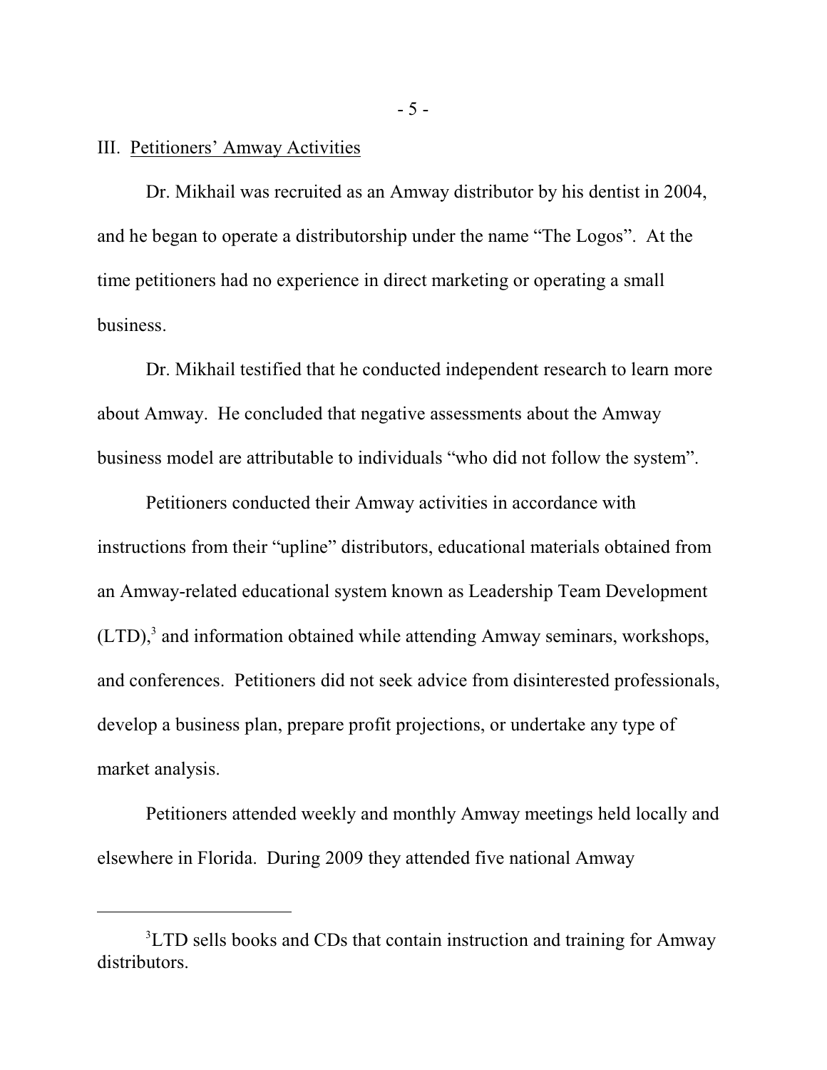III. Petitioners' Amway Activities

Dr. Mikhail was recruited as an Amway distributor by his dentist in 2004, and he began to operate a distributorship under the name "The Logos". At the time petitioners had no experience in direct marketing or operating a small business.

Dr. Mikhail testified that he conducted independent research to learn more about Amway. He concluded that negative assessments about the Amway business model are attributable to individuals "who did not follow the system".

Petitioners conducted their Amway activities in accordance with instructions from their "upline" distributors, educational materials obtained from an Amway-related educational system known as Leadership Team Development (LTD),[3] and information obtained while attending Amway seminars, workshops, and conferences. Petitioners did not seek advice from disinterested professionals, develop a business plan, prepare profit projections, or undertake any type of market analysis.

Petitioners attended weekly and monthly Amway meetings held locally and elsewhere in Florida. During 2009 they attended five national Amway

---

[3]LTD sells books and CDs that contain instruction and training for Amway distributors.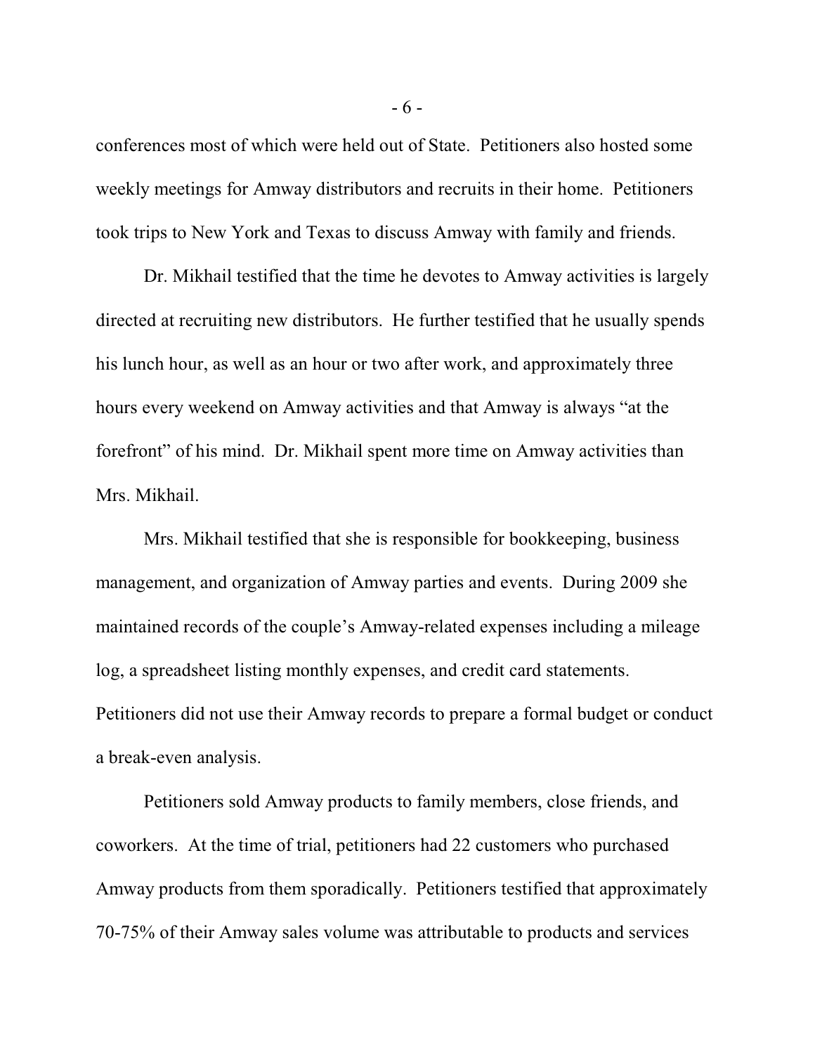conferences most of which were held out of State. Petitioners also hosted some weekly meetings for Amway distributors and recruits in their home. Petitioners took trips to New York and Texas to discuss Amway with family and friends.

Dr. Mikhail testified that the time he devotes to Amway activities is largely directed at recruiting new distributors. He further testified that he usually spends his lunch hour, as well as an hour or two after work, and approximately three hours every weekend on Amway activities and that Amway is always "at the forefront" of his mind. Dr. Mikhail spent more time on Amway activities than Mrs. Mikhail.

Mrs. Mikhail testified that she is responsible for bookkeeping, business management, and organization of Amway parties and events. During 2009 she maintained records of the couple's Amway-related expenses including a mileage log, a spreadsheet listing monthly expenses, and credit card statements. Petitioners did not use their Amway records to prepare a formal budget or conduct a break-even analysis.

Petitioners sold Amway products to family members, close friends, and coworkers. At the time of trial, petitioners had 22 customers who purchased Amway products from them sporadically. Petitioners testified that approximately 70-75% of their Amway sales volume was attributable to products and services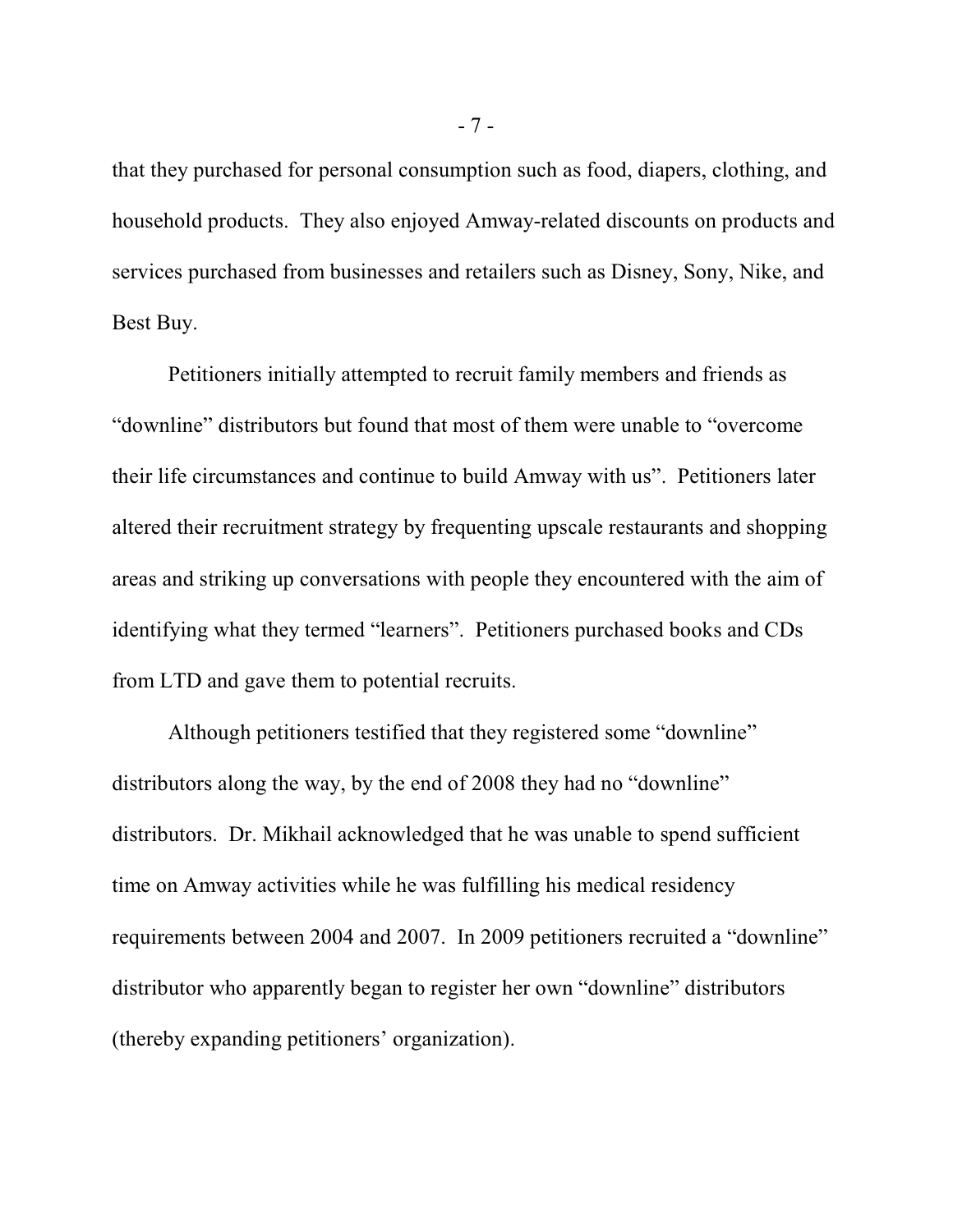that they purchased for personal consumption such as food, diapers, clothing, and household products. They also enjoyed Amway-related discounts on products and services purchased from businesses and retailers such as Disney, Sony, Nike, and Best Buy.

Petitioners initially attempted to recruit family members and friends as "downline" distributors but found that most of them were unable to "overcome their life circumstances and continue to build Amway with us". Petitioners later altered their recruitment strategy by frequenting upscale restaurants and shopping areas and striking up conversations with people they encountered with the aim of identifying what they termed "learners". Petitioners purchased books and CDs from LTD and gave them to potential recruits.

Although petitioners testified that they registered some "downline" distributors along the way, by the end of 2008 they had no "downline" distributors. Dr. Mikhail acknowledged that he was unable to spend sufficient time on Amway activities while he was fulfilling his medical residency requirements between 2004 and 2007. In 2009 petitioners recruited a "downline" distributor who apparently began to register her own "downline" distributors (thereby expanding petitioners' organization).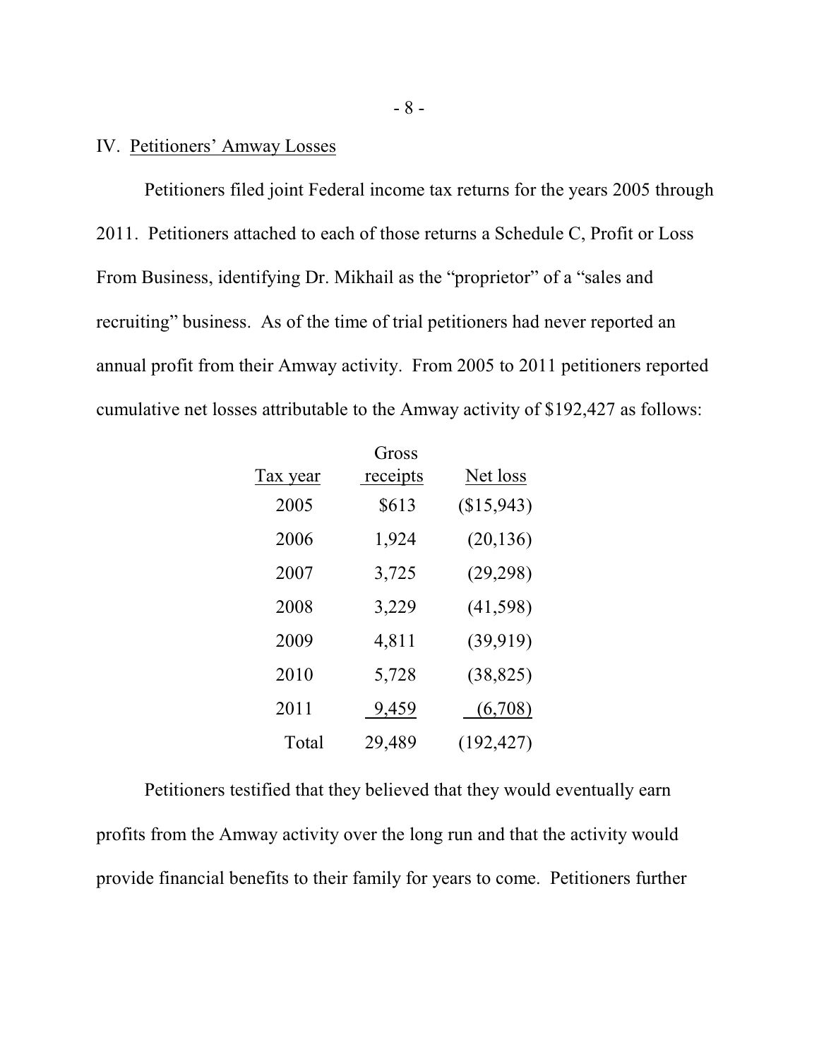## IV. Petitioners' Amway Losses

Petitioners filed joint Federal income tax returns for the years 2005 through 2011. Petitioners attached to each of those returns a Schedule C, Profit or Loss From Business, identifying Dr. Mikhail as the "proprietor" of a "sales and recruiting" business. As of the time of trial petitioners had never reported an annual profit from their Amway activity. From 2005 to 2011 petitioners reported cumulative net losses attributable to the Amway activity of $192,427 as follows:

| Tax year | Gross receipts | Net loss |
|---|---|---|
| 2005 | $613 | ($15,943) |
| 2006 | 1,924 | (20,136) |
| 2007 | 3,725 | (29,298) |
| 2008 | 3,229 | (41,598) |
| 2009 | 4,811 | (39,919) |
| 2010 | 5,728 | (38,825) |
| 2011 | 9,459 | (6,708) |
| Total | 29,489 | (192,427) |

Petitioners testified that they believed that they would eventually earn profits from the Amway activity over the long run and that the activity would provide financial benefits to their family for years to come. Petitioners further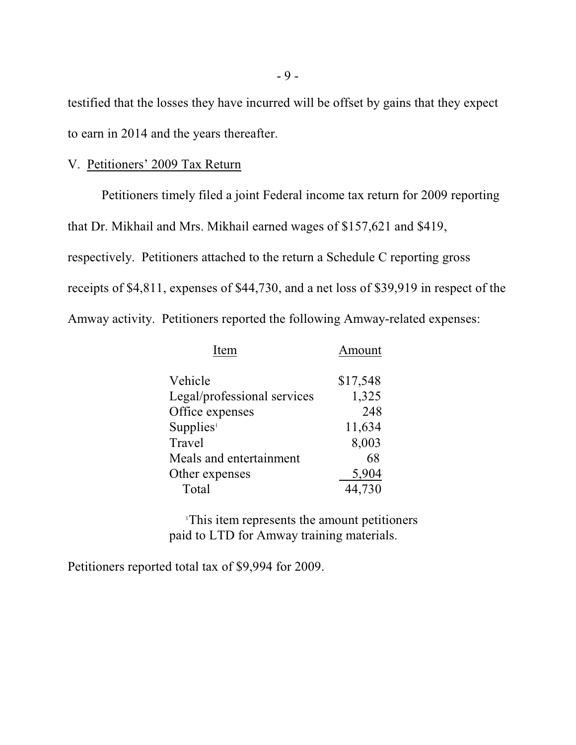testified that the losses they have incurred will be offset by gains that they expect to earn in 2014 and the years thereafter.

## V. Petitioners' 2009 Tax Return

Petitioners timely filed a joint Federal income tax return for 2009 reporting that Dr. Mikhail and Mrs. Mikhail earned wages of $157,621 and $419, respectively. Petitioners attached to the return a Schedule C reporting gross receipts of $4,811, expenses of $44,730, and a net loss of $39,919 in respect of the Amway activity. Petitioners reported the following Amway-related expenses:

| Item | Amount |
|---|---|
| Vehicle | $17,548 |
| Legal/professional services | 1,325 |
| Office expenses | 248 |
| Supplies[1] | 11,634 |
| Travel | 8,003 |
| Meals and entertainment | 68 |
| Other expenses | 5,904 |
| Total | 44,730 |

[1]This item represents the amount petitioners paid to LTD for Amway training materials.

Petitioners reported total tax of $9,994 for 2009.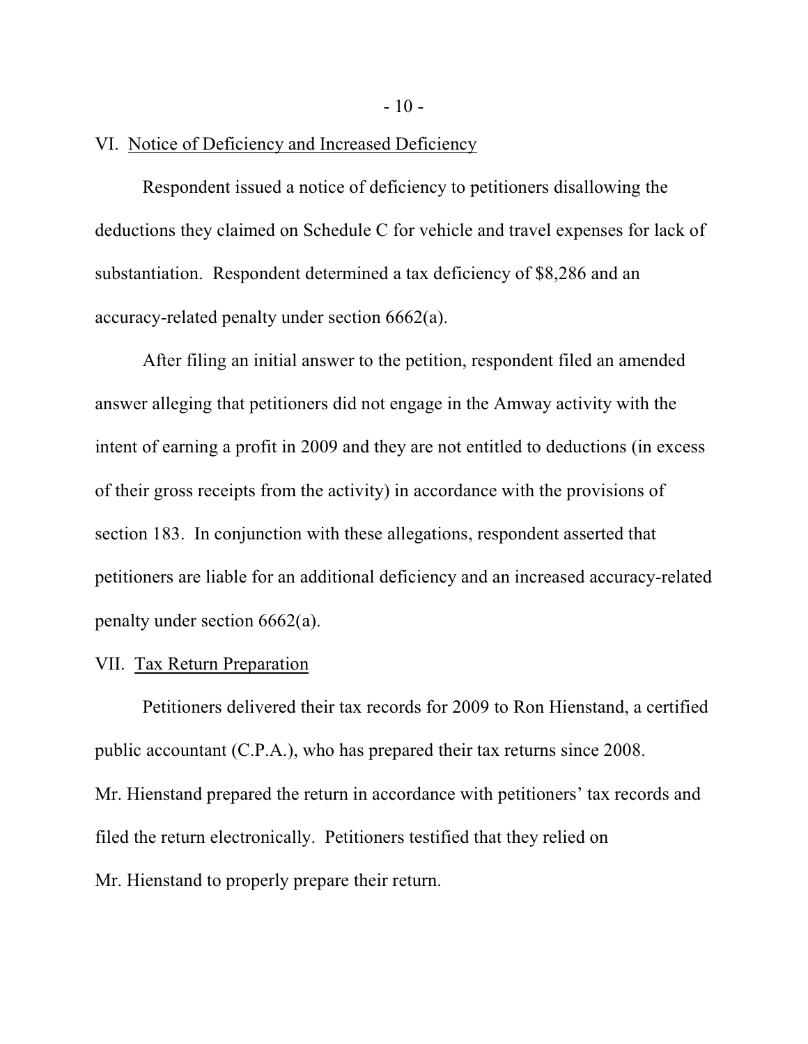## VI. Notice of Deficiency and Increased Deficiency

Respondent issued a notice of deficiency to petitioners disallowing the deductions they claimed on Schedule C for vehicle and travel expenses for lack of substantiation. Respondent determined a tax deficiency of $8,286 and an accuracy-related penalty under section 6662(a).

After filing an initial answer to the petition, respondent filed an amended answer alleging that petitioners did not engage in the Amway activity with the intent of earning a profit in 2009 and they are not entitled to deductions (in excess of their gross receipts from the activity) in accordance with the provisions of section 183. In conjunction with these allegations, respondent asserted that petitioners are liable for an additional deficiency and an increased accuracy-related penalty under section 6662(a).

## VII. Tax Return Preparation

Petitioners delivered their tax records for 2009 to Ron Hienstand, a certified public accountant (C.P.A.), who has prepared their tax returns since 2008. Mr. Hienstand prepared the return in accordance with petitioners' tax records and filed the return electronically. Petitioners testified that they relied on Mr. Hienstand to properly prepare their return.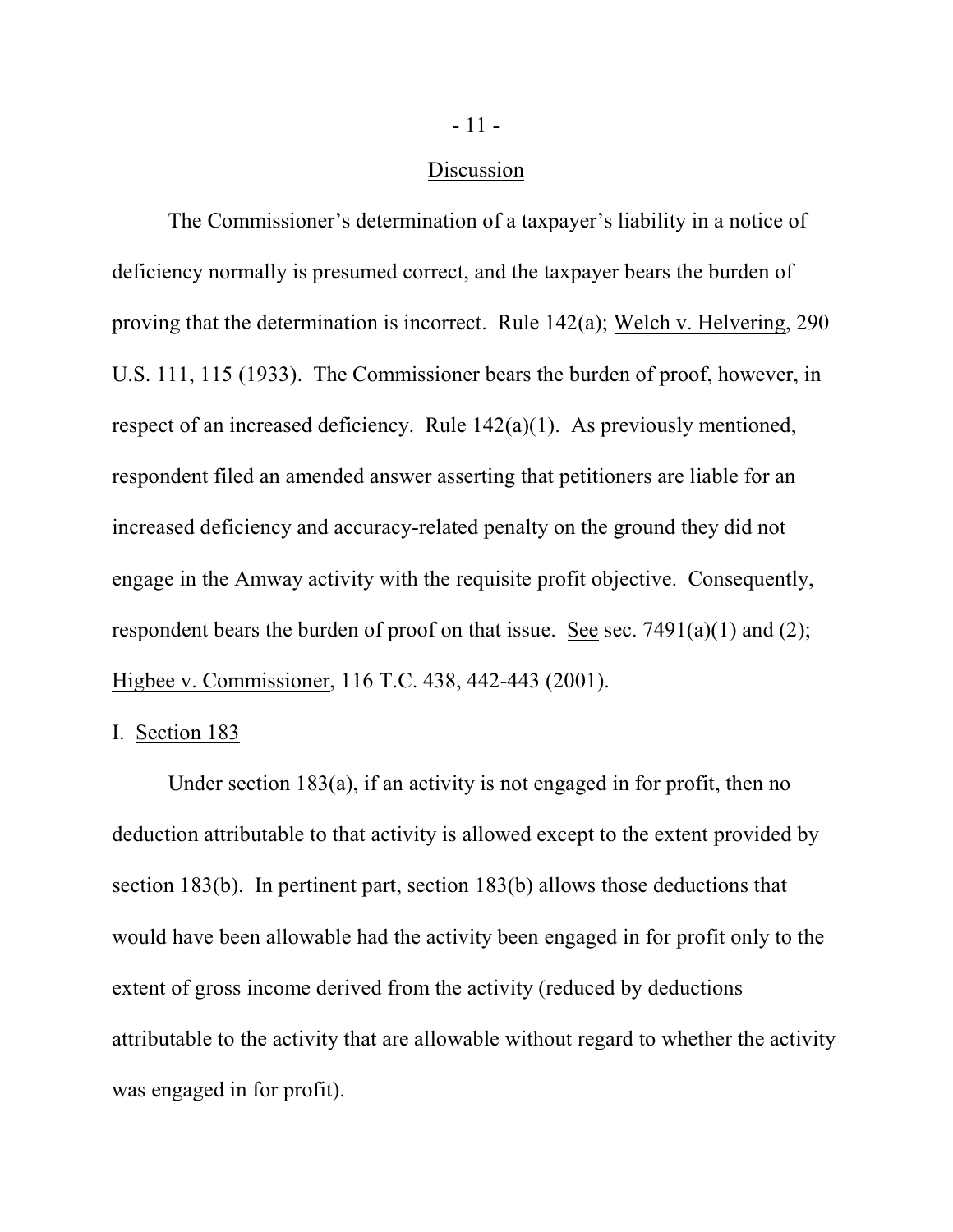## Discussion

The Commissioner's determination of a taxpayer's liability in a notice of deficiency normally is presumed correct, and the taxpayer bears the burden of proving that the determination is incorrect. Rule 142(a); Welch v. Helvering, 290 U.S. 111, 115 (1933). The Commissioner bears the burden of proof, however, in respect of an increased deficiency. Rule 142(a)(1). As previously mentioned, respondent filed an amended answer asserting that petitioners are liable for an increased deficiency and accuracy-related penalty on the ground they did not engage in the Amway activity with the requisite profit objective. Consequently, respondent bears the burden of proof on that issue. See sec. 7491(a)(1) and (2); Higbee v. Commissioner, 116 T.C. 438, 442-443 (2001).

### I. Section 183

Under section 183(a), if an activity is not engaged in for profit, then no deduction attributable to that activity is allowed except to the extent provided by section 183(b). In pertinent part, section 183(b) allows those deductions that would have been allowable had the activity been engaged in for profit only to the extent of gross income derived from the activity (reduced by deductions attributable to the activity that are allowable without regard to whether the activity was engaged in for profit).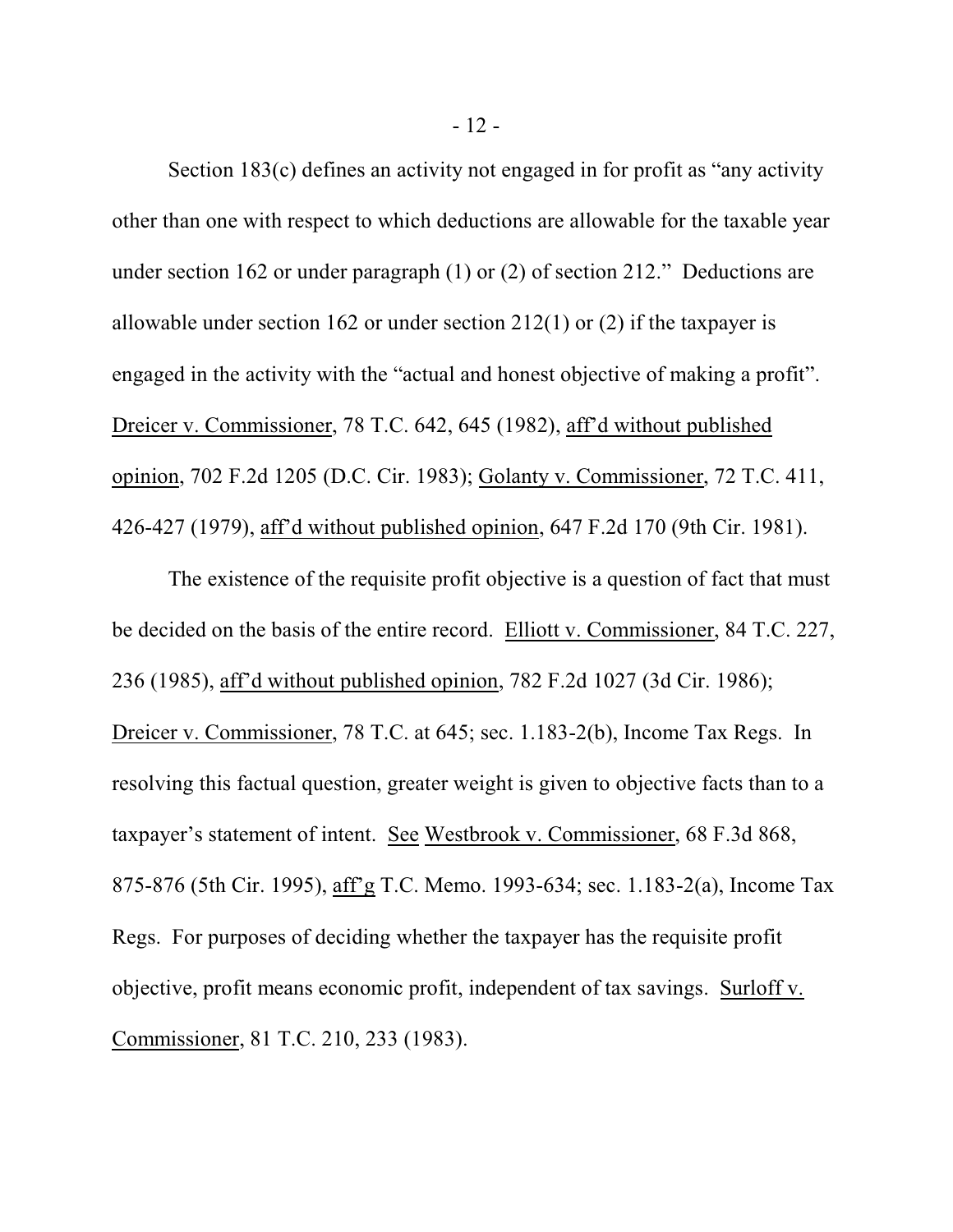Section 183(c) defines an activity not engaged in for profit as "any activity other than one with respect to which deductions are allowable for the taxable year under section 162 or under paragraph (1) or (2) of section 212." Deductions are allowable under section 162 or under section 212(1) or (2) if the taxpayer is engaged in the activity with the "actual and honest objective of making a profit". Dreicer v. Commissioner, 78 T.C. 642, 645 (1982), aff'd without published opinion, 702 F.2d 1205 (D.C. Cir. 1983); Golanty v. Commissioner, 72 T.C. 411, 426-427 (1979), aff'd without published opinion, 647 F.2d 170 (9th Cir. 1981).

The existence of the requisite profit objective is a question of fact that must be decided on the basis of the entire record. Elliott v. Commissioner, 84 T.C. 227, 236 (1985), aff'd without published opinion, 782 F.2d 1027 (3d Cir. 1986); Dreicer v. Commissioner, 78 T.C. at 645; sec. 1.183-2(b), Income Tax Regs. In resolving this factual question, greater weight is given to objective facts than to a taxpayer's statement of intent. See Westbrook v. Commissioner, 68 F.3d 868, 875-876 (5th Cir. 1995), aff'g T.C. Memo. 1993-634; sec. 1.183-2(a), Income Tax Regs. For purposes of deciding whether the taxpayer has the requisite profit objective, profit means economic profit, independent of tax savings. Surloff v. Commissioner, 81 T.C. 210, 233 (1983).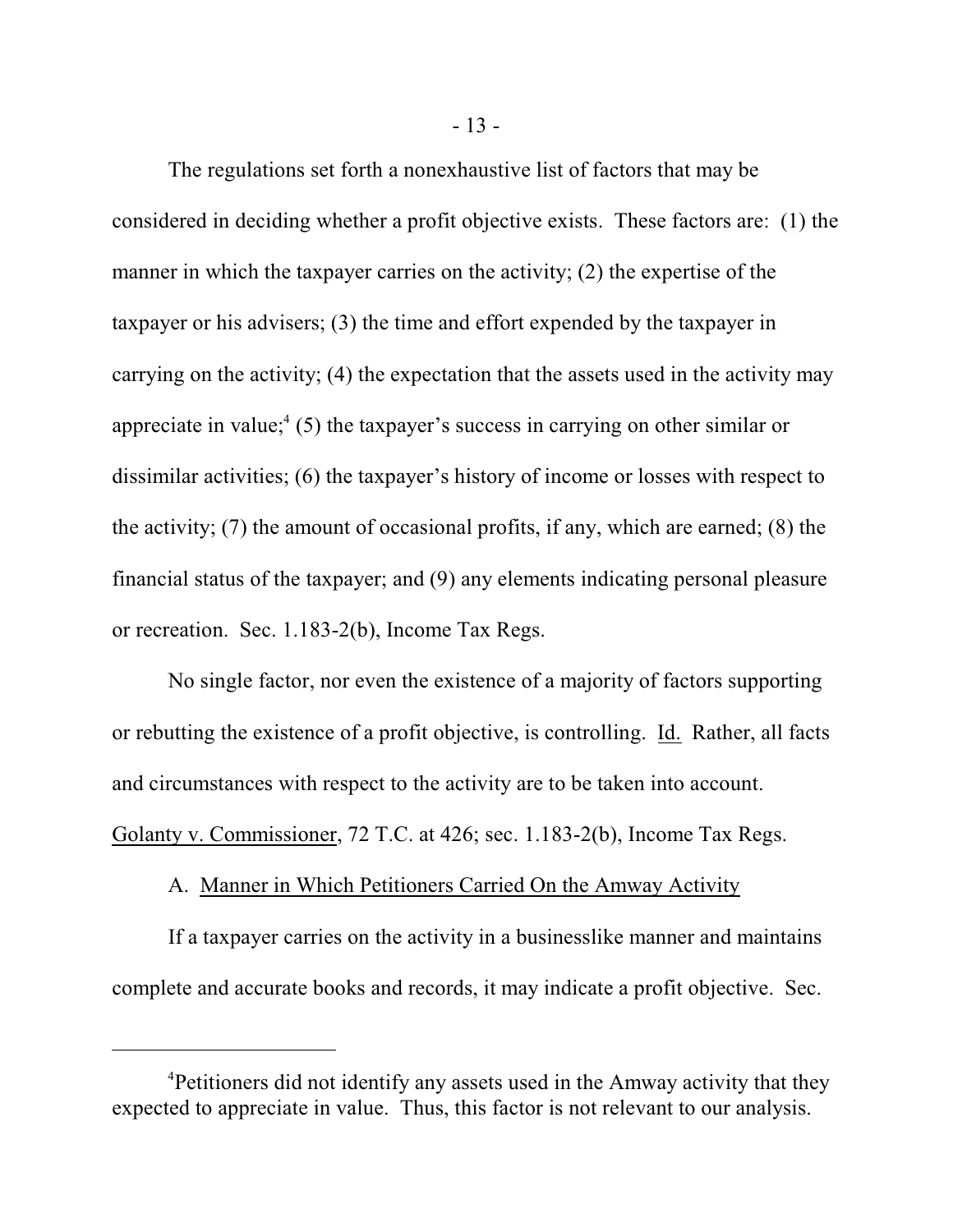The regulations set forth a nonexhaustive list of factors that may be considered in deciding whether a profit objective exists. These factors are: (1) the manner in which the taxpayer carries on the activity; (2) the expertise of the taxpayer or his advisers; (3) the time and effort expended by the taxpayer in carrying on the activity; (4) the expectation that the assets used in the activity may appreciate in value;[4] (5) the taxpayer's success in carrying on other similar or dissimilar activities; (6) the taxpayer's history of income or losses with respect to the activity; (7) the amount of occasional profits, if any, which are earned; (8) the financial status of the taxpayer; and (9) any elements indicating personal pleasure or recreation. Sec. 1.183-2(b), Income Tax Regs.

No single factor, nor even the existence of a majority of factors supporting or rebutting the existence of a profit objective, is controlling. Id. Rather, all facts and circumstances with respect to the activity are to be taken into account. Golanty v. Commissioner, 72 T.C. at 426; sec. 1.183-2(b), Income Tax Regs.

A. Manner in Which Petitioners Carried On the Amway Activity

If a taxpayer carries on the activity in a businesslike manner and maintains complete and accurate books and records, it may indicate a profit objective. Sec.

---

[4]Petitioners did not identify any assets used in the Amway activity that they expected to appreciate in value. Thus, this factor is not relevant to our analysis.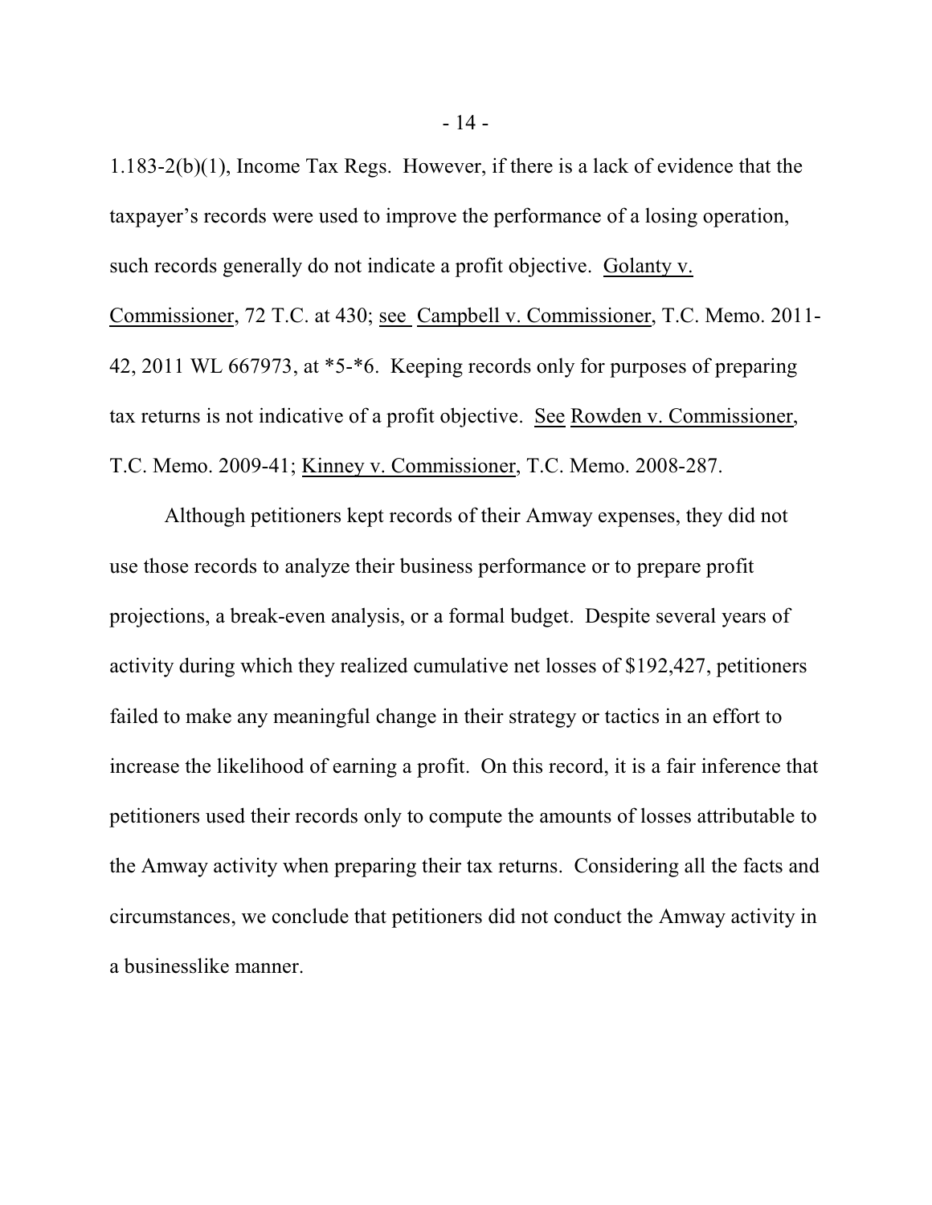1.183-2(b)(1), Income Tax Regs. However, if there is a lack of evidence that the taxpayer's records were used to improve the performance of a losing operation, such records generally do not indicate a profit objective. Golanty v. Commissioner, 72 T.C. at 430; see Campbell v. Commissioner, T.C. Memo. 2011-42, 2011 WL 667973, at *5-*6. Keeping records only for purposes of preparing tax returns is not indicative of a profit objective. See Rowden v. Commissioner, T.C. Memo. 2009-41; Kinney v. Commissioner, T.C. Memo. 2008-287.

Although petitioners kept records of their Amway expenses, they did not use those records to analyze their business performance or to prepare profit projections, a break-even analysis, or a formal budget. Despite several years of activity during which they realized cumulative net losses of $192,427, petitioners failed to make any meaningful change in their strategy or tactics in an effort to increase the likelihood of earning a profit. On this record, it is a fair inference that petitioners used their records only to compute the amounts of losses attributable to the Amway activity when preparing their tax returns. Considering all the facts and circumstances, we conclude that petitioners did not conduct the Amway activity in a businesslike manner.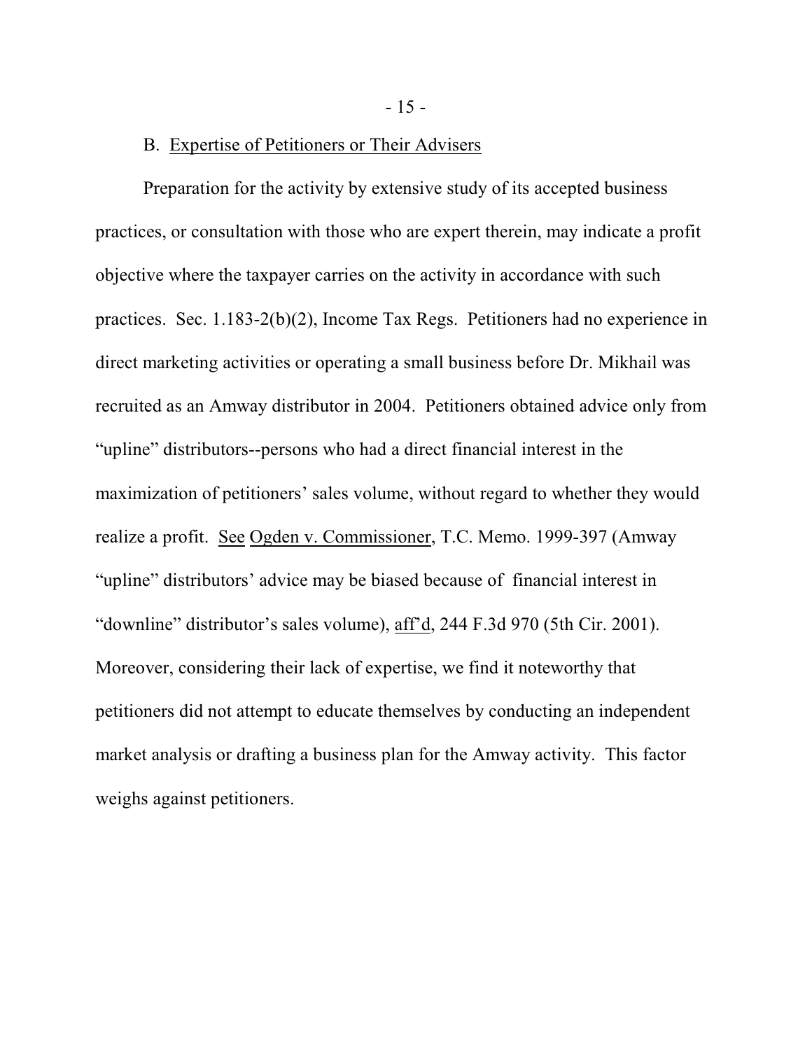B. Expertise of Petitioners or Their Advisers

Preparation for the activity by extensive study of its accepted business practices, or consultation with those who are expert therein, may indicate a profit objective where the taxpayer carries on the activity in accordance with such practices. Sec. 1.183-2(b)(2), Income Tax Regs. Petitioners had no experience in direct marketing activities or operating a small business before Dr. Mikhail was recruited as an Amway distributor in 2004. Petitioners obtained advice only from "upline" distributors--persons who had a direct financial interest in the maximization of petitioners' sales volume, without regard to whether they would realize a profit. See Ogden v. Commissioner, T.C. Memo. 1999-397 (Amway "upline" distributors' advice may be biased because of financial interest in "downline" distributor's sales volume), aff'd, 244 F.3d 970 (5th Cir. 2001). Moreover, considering their lack of expertise, we find it noteworthy that petitioners did not attempt to educate themselves by conducting an independent market analysis or drafting a business plan for the Amway activity. This factor weighs against petitioners.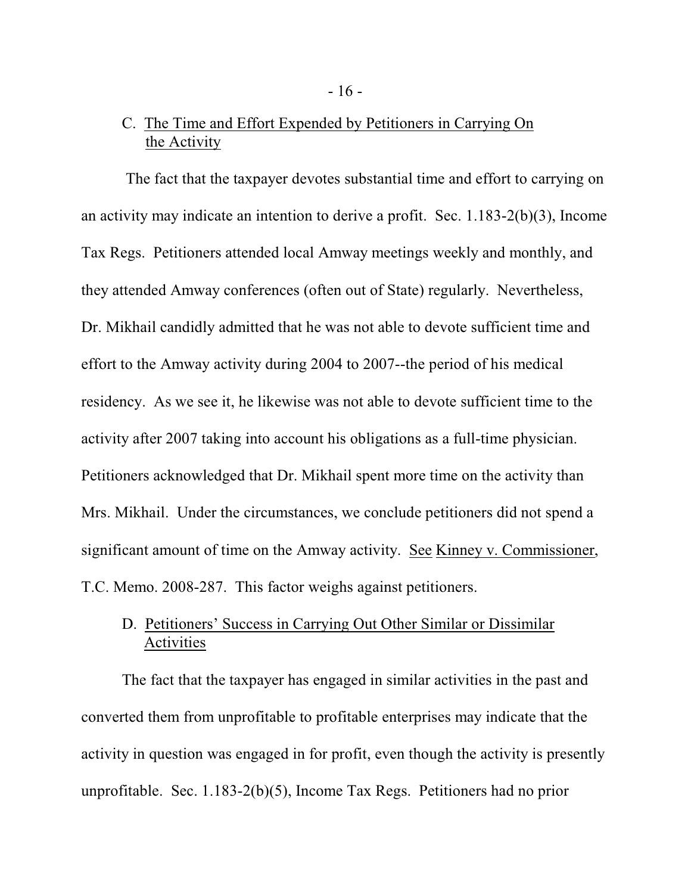### C. The Time and Effort Expended by Petitioners in Carrying On the Activity

The fact that the taxpayer devotes substantial time and effort to carrying on an activity may indicate an intention to derive a profit. Sec. 1.183-2(b)(3), Income Tax Regs. Petitioners attended local Amway meetings weekly and monthly, and they attended Amway conferences (often out of State) regularly. Nevertheless, Dr. Mikhail candidly admitted that he was not able to devote sufficient time and effort to the Amway activity during 2004 to 2007--the period of his medical residency. As we see it, he likewise was not able to devote sufficient time to the activity after 2007 taking into account his obligations as a full-time physician. Petitioners acknowledged that Dr. Mikhail spent more time on the activity than Mrs. Mikhail. Under the circumstances, we conclude petitioners did not spend a significant amount of time on the Amway activity. See Kinney v. Commissioner, T.C. Memo. 2008-287. This factor weighs against petitioners.

### D. Petitioners' Success in Carrying Out Other Similar or Dissimilar Activities

The fact that the taxpayer has engaged in similar activities in the past and converted them from unprofitable to profitable enterprises may indicate that the activity in question was engaged in for profit, even though the activity is presently unprofitable. Sec. 1.183-2(b)(5), Income Tax Regs. Petitioners had no prior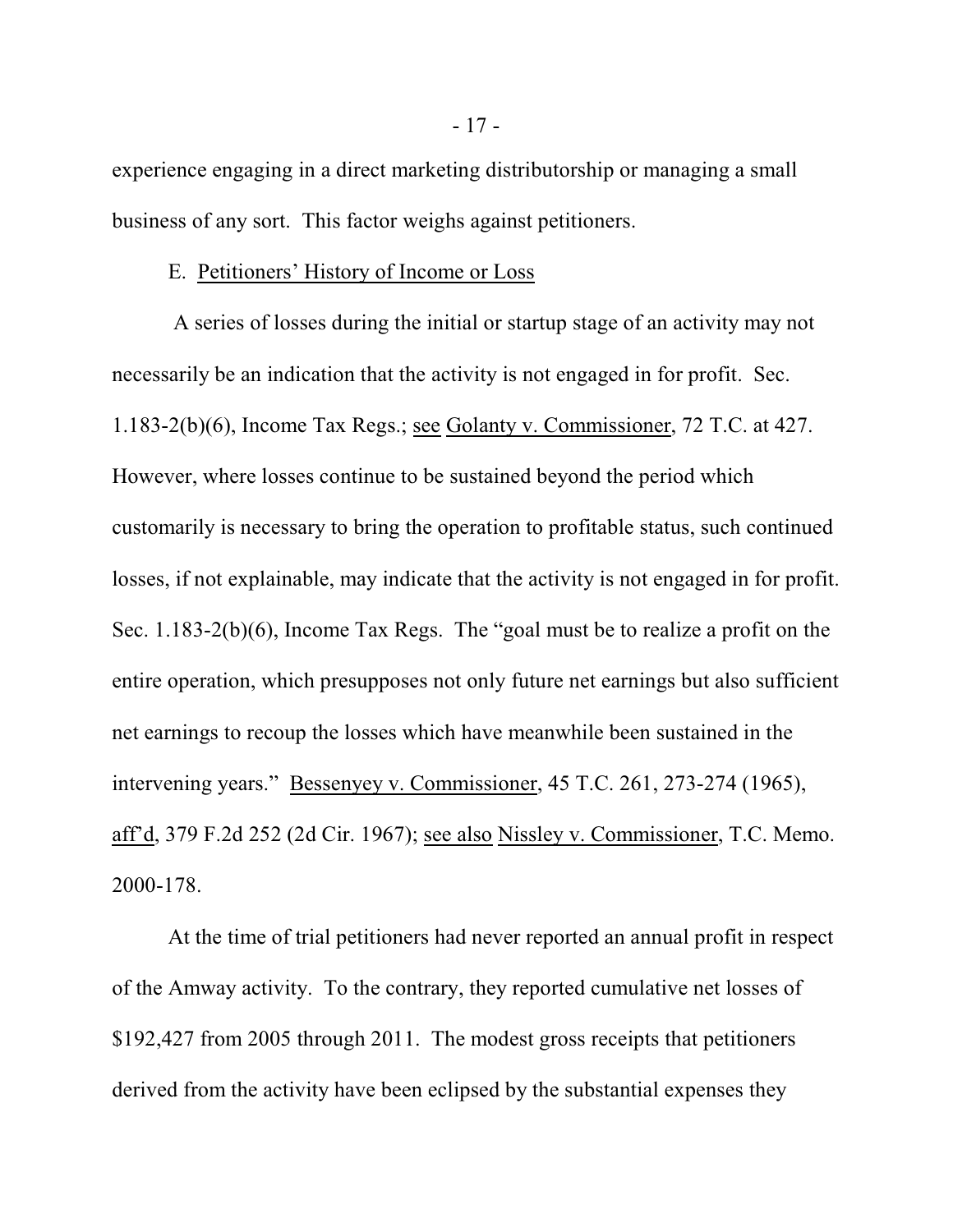experience engaging in a direct marketing distributorship or managing a small business of any sort. This factor weighs against petitioners.

E. Petitioners' History of Income or Loss

A series of losses during the initial or startup stage of an activity may not necessarily be an indication that the activity is not engaged in for profit. Sec. 1.183-2(b)(6), Income Tax Regs.; see Golanty v. Commissioner, 72 T.C. at 427. However, where losses continue to be sustained beyond the period which customarily is necessary to bring the operation to profitable status, such continued losses, if not explainable, may indicate that the activity is not engaged in for profit. Sec. 1.183-2(b)(6), Income Tax Regs. The "goal must be to realize a profit on the entire operation, which presupposes not only future net earnings but also sufficient net earnings to recoup the losses which have meanwhile been sustained in the intervening years." Bessenyey v. Commissioner, 45 T.C. 261, 273-274 (1965), aff'd, 379 F.2d 252 (2d Cir. 1967); see also Nissley v. Commissioner, T.C. Memo. 2000-178.

At the time of trial petitioners had never reported an annual profit in respect of the Amway activity. To the contrary, they reported cumulative net losses of $192,427 from 2005 through 2011. The modest gross receipts that petitioners derived from the activity have been eclipsed by the substantial expenses they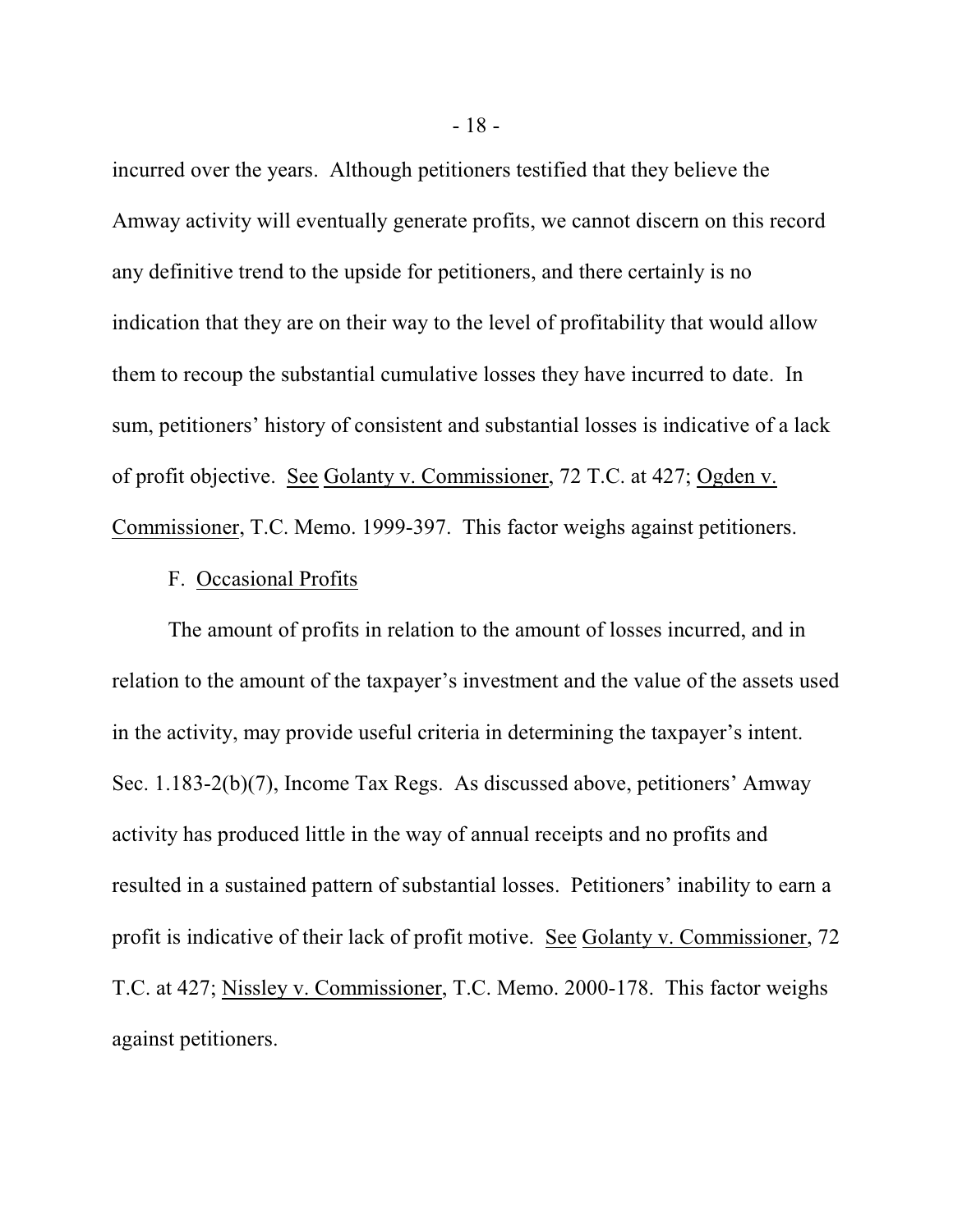incurred over the years. Although petitioners testified that they believe the Amway activity will eventually generate profits, we cannot discern on this record any definitive trend to the upside for petitioners, and there certainly is no indication that they are on their way to the level of profitability that would allow them to recoup the substantial cumulative losses they have incurred to date. In sum, petitioners' history of consistent and substantial losses is indicative of a lack of profit objective. See Golanty v. Commissioner, 72 T.C. at 427; Ogden v. Commissioner, T.C. Memo. 1999-397. This factor weighs against petitioners.

F. Occasional Profits

The amount of profits in relation to the amount of losses incurred, and in relation to the amount of the taxpayer's investment and the value of the assets used in the activity, may provide useful criteria in determining the taxpayer's intent. Sec. 1.183-2(b)(7), Income Tax Regs. As discussed above, petitioners' Amway activity has produced little in the way of annual receipts and no profits and resulted in a sustained pattern of substantial losses. Petitioners' inability to earn a profit is indicative of their lack of profit motive. See Golanty v. Commissioner, 72 T.C. at 427; Nissley v. Commissioner, T.C. Memo. 2000-178. This factor weighs against petitioners.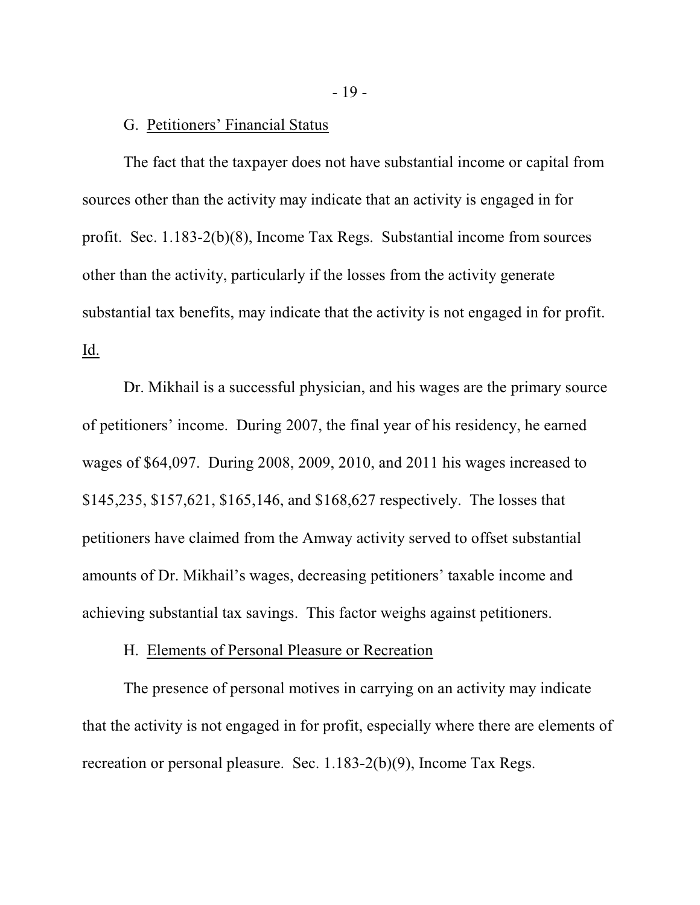G. Petitioners' Financial Status

The fact that the taxpayer does not have substantial income or capital from sources other than the activity may indicate that an activity is engaged in for profit. Sec. 1.183-2(b)(8), Income Tax Regs. Substantial income from sources other than the activity, particularly if the losses from the activity generate substantial tax benefits, may indicate that the activity is not engaged in for profit. Id.

Dr. Mikhail is a successful physician, and his wages are the primary source of petitioners' income. During 2007, the final year of his residency, he earned wages of $64,097. During 2008, 2009, 2010, and 2011 his wages increased to $145,235, $157,621, $165,146, and $168,627 respectively. The losses that petitioners have claimed from the Amway activity served to offset substantial amounts of Dr. Mikhail's wages, decreasing petitioners' taxable income and achieving substantial tax savings. This factor weighs against petitioners.

H. Elements of Personal Pleasure or Recreation

The presence of personal motives in carrying on an activity may indicate that the activity is not engaged in for profit, especially where there are elements of recreation or personal pleasure. Sec. 1.183-2(b)(9), Income Tax Regs.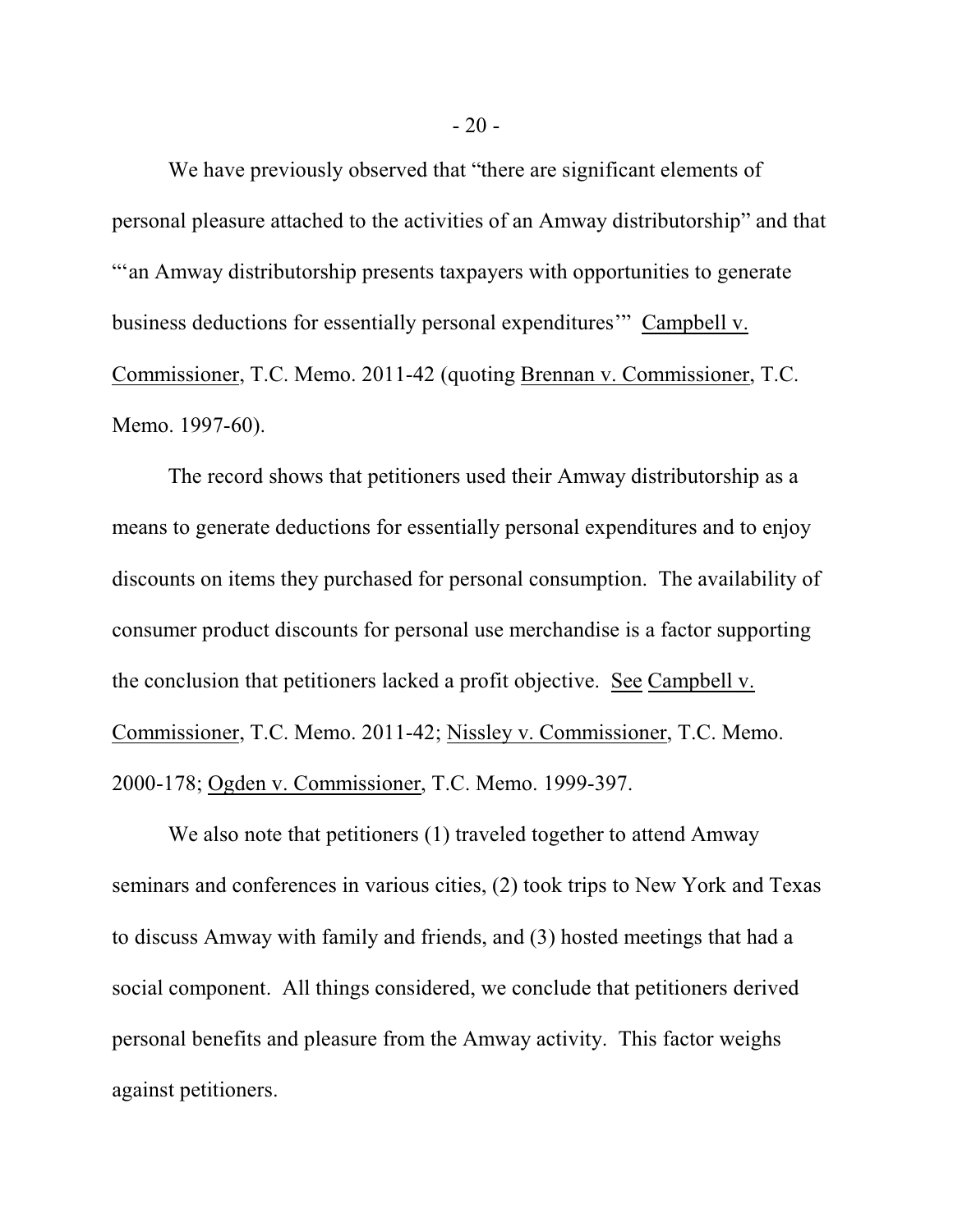We have previously observed that “there are significant elements of personal pleasure attached to the activities of an Amway distributorship” and that “‘an Amway distributorship presents taxpayers with opportunities to generate business deductions for essentially personal expenditures’” Campbell v. Commissioner, T.C. Memo. 2011-42 (quoting Brennan v. Commissioner, T.C. Memo. 1997-60).

The record shows that petitioners used their Amway distributorship as a means to generate deductions for essentially personal expenditures and to enjoy discounts on items they purchased for personal consumption. The availability of consumer product discounts for personal use merchandise is a factor supporting the conclusion that petitioners lacked a profit objective. See Campbell v. Commissioner, T.C. Memo. 2011-42; Nissley v. Commissioner, T.C. Memo. 2000-178; Ogden v. Commissioner, T.C. Memo. 1999-397.

We also note that petitioners (1) traveled together to attend Amway seminars and conferences in various cities, (2) took trips to New York and Texas to discuss Amway with family and friends, and (3) hosted meetings that had a social component. All things considered, we conclude that petitioners derived personal benefits and pleasure from the Amway activity. This factor weighs against petitioners.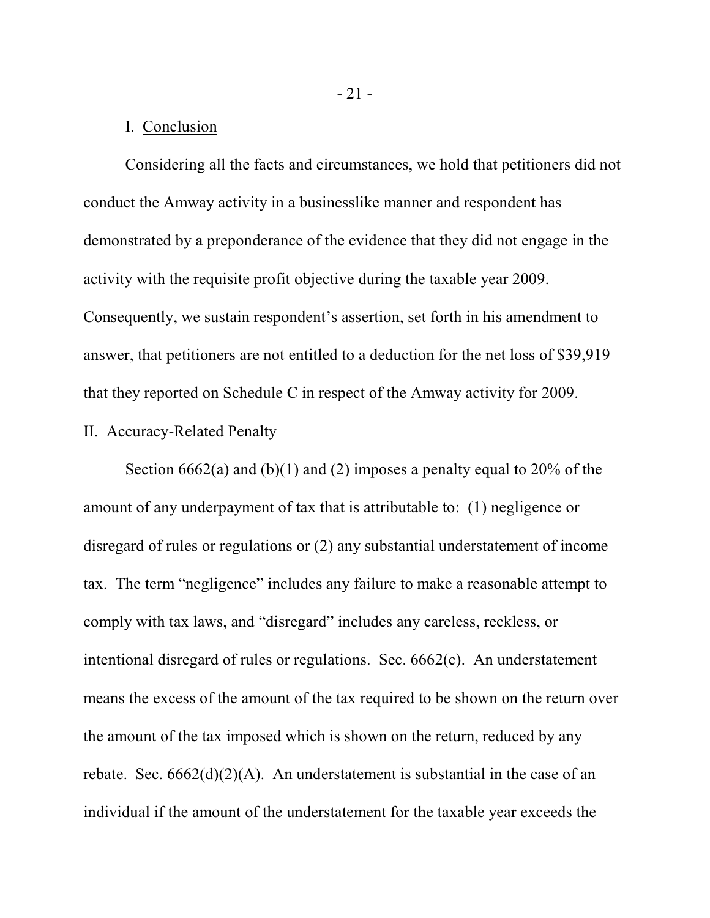I. Conclusion

Considering all the facts and circumstances, we hold that petitioners did not conduct the Amway activity in a businesslike manner and respondent has demonstrated by a preponderance of the evidence that they did not engage in the activity with the requisite profit objective during the taxable year 2009. Consequently, we sustain respondent's assertion, set forth in his amendment to answer, that petitioners are not entitled to a deduction for the net loss of $39,919 that they reported on Schedule C in respect of the Amway activity for 2009.

II. Accuracy-Related Penalty

Section 6662(a) and (b)(1) and (2) imposes a penalty equal to 20% of the amount of any underpayment of tax that is attributable to: (1) negligence or disregard of rules or regulations or (2) any substantial understatement of income tax. The term "negligence" includes any failure to make a reasonable attempt to comply with tax laws, and "disregard" includes any careless, reckless, or intentional disregard of rules or regulations. Sec. 6662(c). An understatement means the excess of the amount of the tax required to be shown on the return over the amount of the tax imposed which is shown on the return, reduced by any rebate. Sec. 6662(d)(2)(A). An understatement is substantial in the case of an individual if the amount of the understatement for the taxable year exceeds the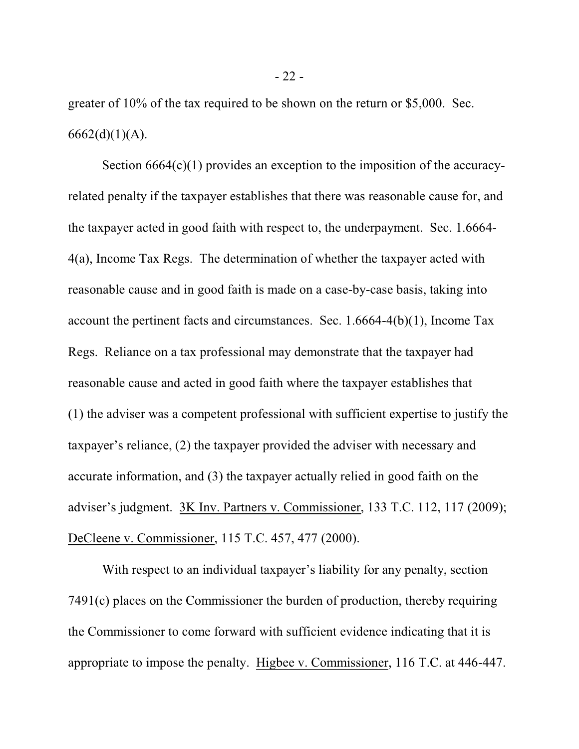greater of 10% of the tax required to be shown on the return or $5,000. Sec. 6662(d)(1)(A).

Section 6664(c)(1) provides an exception to the imposition of the accuracy-related penalty if the taxpayer establishes that there was reasonable cause for, and the taxpayer acted in good faith with respect to, the underpayment. Sec. 1.6664-4(a), Income Tax Regs. The determination of whether the taxpayer acted with reasonable cause and in good faith is made on a case-by-case basis, taking into account the pertinent facts and circumstances. Sec. 1.6664-4(b)(1), Income Tax Regs. Reliance on a tax professional may demonstrate that the taxpayer had reasonable cause and acted in good faith where the taxpayer establishes that (1) the adviser was a competent professional with sufficient expertise to justify the taxpayer's reliance, (2) the taxpayer provided the adviser with necessary and accurate information, and (3) the taxpayer actually relied in good faith on the adviser's judgment. 3K Inv. Partners v. Commissioner, 133 T.C. 112, 117 (2009); DeCleene v. Commissioner, 115 T.C. 457, 477 (2000).

With respect to an individual taxpayer's liability for any penalty, section 7491(c) places on the Commissioner the burden of production, thereby requiring the Commissioner to come forward with sufficient evidence indicating that it is appropriate to impose the penalty. Higbee v. Commissioner, 116 T.C. at 446-447.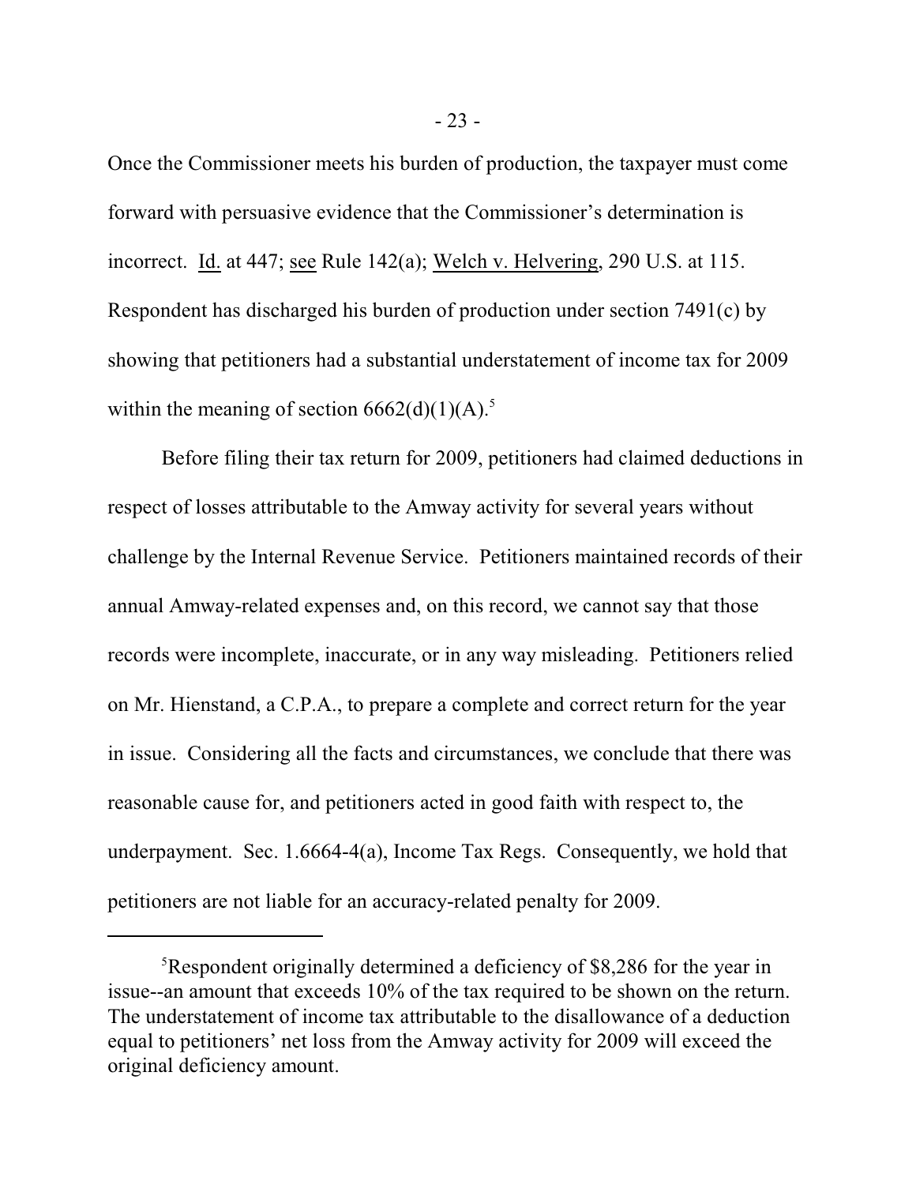Once the Commissioner meets his burden of production, the taxpayer must come forward with persuasive evidence that the Commissioner's determination is incorrect. Id. at 447; see Rule 142(a); Welch v. Helvering, 290 U.S. at 115. Respondent has discharged his burden of production under section 7491(c) by showing that petitioners had a substantial understatement of income tax for 2009 within the meaning of section 6662(d)(1)(A).[5]

Before filing their tax return for 2009, petitioners had claimed deductions in respect of losses attributable to the Amway activity for several years without challenge by the Internal Revenue Service. Petitioners maintained records of their annual Amway-related expenses and, on this record, we cannot say that those records were incomplete, inaccurate, or in any way misleading. Petitioners relied on Mr. Hienstand, a C.P.A., to prepare a complete and correct return for the year in issue. Considering all the facts and circumstances, we conclude that there was reasonable cause for, and petitioners acted in good faith with respect to, the underpayment. Sec. 1.6664-4(a), Income Tax Regs. Consequently, we hold that petitioners are not liable for an accuracy-related penalty for 2009.

[5]Respondent originally determined a deficiency of $8,286 for the year in issue--an amount that exceeds 10% of the tax required to be shown on the return. The understatement of income tax attributable to the disallowance of a deduction equal to petitioners' net loss from the Amway activity for 2009 will exceed the original deficiency amount.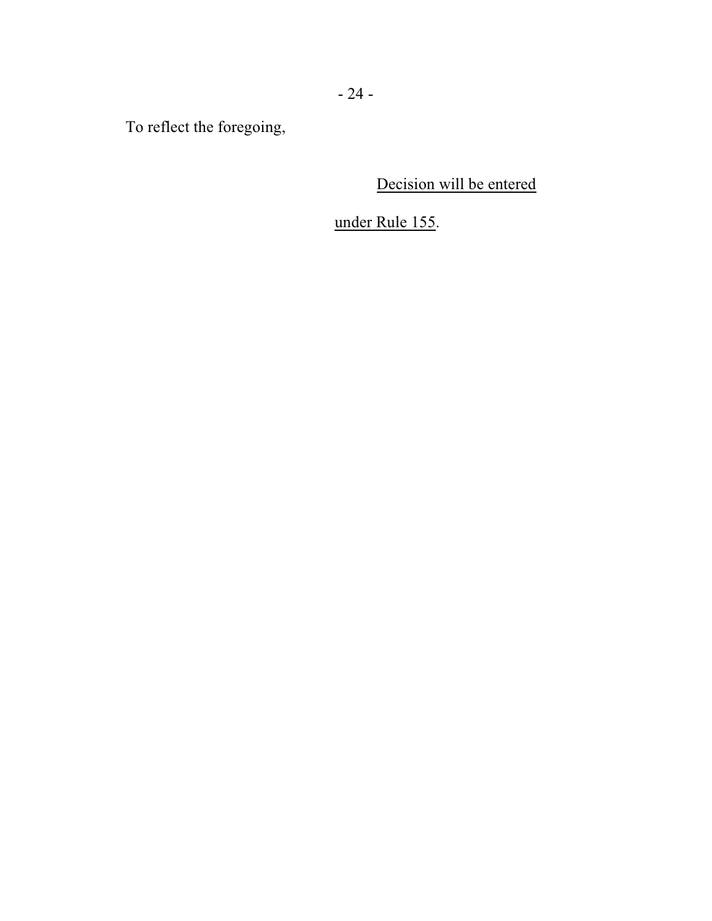To reflect the foregoing,

Decision will be entered under Rule 155.